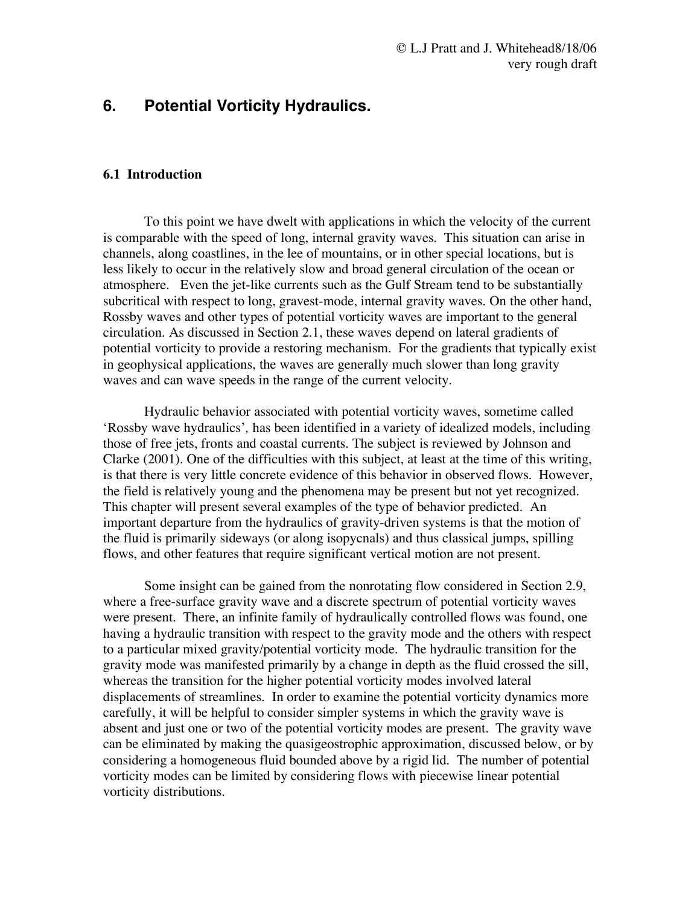# 6. Potential Vorticity Hydraulics.

## 6.1 Introduction

To this point we have dwelt with applications in which the velocity of the current is comparable with the speed of long, internal gravity waves. This situation can arise in channels, along coastlines, in the lee of mountains, or in other special locations, but is less likely to occur in the relatively slow and broad general circulation of the ocean or atmosphere. Even the jet-like currents such as the Gulf Stream tend to be substantially subcritical with respect to long, gravest-mode, internal gravity waves. On the other hand, Rossby waves and other types of potential vorticity waves are important to the general circulation. As discussed in Section 2.1, these waves depend on lateral gradients of potential vorticity to provide a restoring mechanism. For the gradients that typically exist in geophysical applications, the waves are generally much slower than long gravity waves and can wave speeds in the range of the current velocity.

Hydraulic behavior associated with potential vorticity waves, sometime called *'Rossby wave hydraulics'*, has been identified in a variety of idealized models, including those of free jets, fronts and coastal currents. The subject is reviewed by Johnson and Clarke (2001). One of the difficulties with this subject, at least at the time of this writing, is that there is very little concrete evidence of this behavior in observed flows. However, the field is relatively young and the phenomena may be present but not yet recognized. This chapter will present several examples of the type of behavior predicted. An important departure from the hydraulics of gravity-driven systems is that the motion of the fluid is primarily sideways (or along isopycnals) and thus classical jumps, spilling flows, and other features that require significant vertical motion are not present.

Some insight can be gained from the nonrotating flow considered in Section 2.9, where a free-surface gravity wave and a discrete spectrum of potential vorticity waves were present. There, an infinite family of hydraulically controlled flows was found, one having a hydraulic transition with respect to the gravity mode and the others with respect to a particular mixed gravity/potential vorticity mode. The hydraulic transition for the gravity mode was manifested primarily by a change in depth as the fluid crossed the sill, whereas the transition for the higher potential vorticity modes involved lateral displacements of streamlines. In order to examine the potential vorticity dynamics more carefully, it will be helpful to consider simpler systems in which the gravity wave is absent and just one or two of the potential vorticity modes are present. The gravity wave can be eliminated by making the quasigeostrophic approximation, discussed below, or by considering a homogeneous fluid bounded above by a rigid lid. The number of potential vorticity modes can be limited by considering flows with piecewise linear potential vorticity distributions.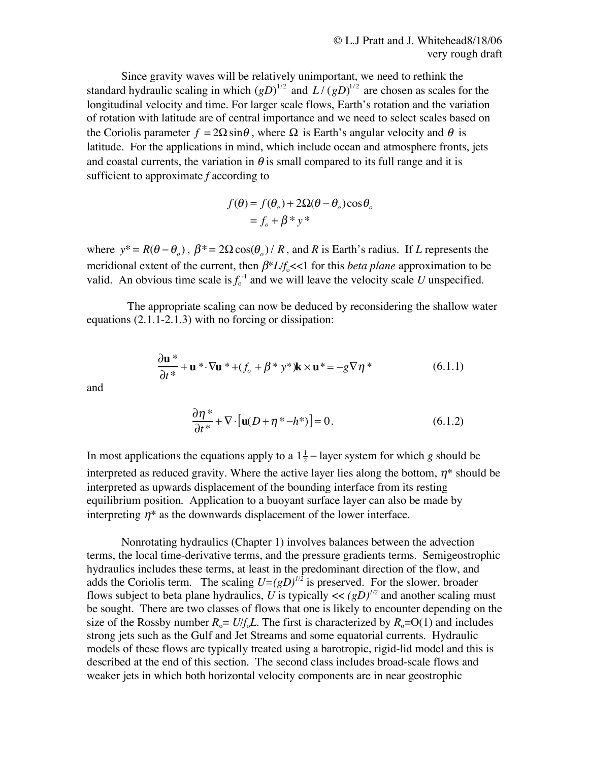Since gravity waves will be relatively unimportant, we need to rethink the standard hydraulic scaling in which $(gD)^{1/2}$ and $L/(gD)^{1/2}$ are chosen as scales for the longitudinal velocity and time. For larger scale flows, Earth's rotation and the variation of rotation with latitude are of central importance and we need to select scales based on the Coriolis parameter $f = 2\Omega \sin\theta$, where $\Omega$ is Earth's angular velocity and $\theta$ is latitude. For the applications in mind, which include ocean and atmosphere fronts, jets and coastal currents, the variation in $\theta$ is small compared to its full range and it is sufficient to approximate $f$ according to

$$
\begin{aligned}
f(\theta) &= f(\theta_o) + 2\Omega(\theta - \theta_o)\cos\theta_o \\
&= f_o + \beta^* y^*
\end{aligned}
$$

where $y^* = R(\theta - \theta_o)$, $\beta^* = 2\Omega\cos(\theta_o)/R$, and $R$ is Earth's radius. If $L$ represents the meridional extent of the current, then $\beta^* L/f_o << 1$ for this *beta plane* approximation to be valid. An obvious time scale is $f_o^{-1}$ and we will leave the velocity scale $U$ unspecified.

The appropriate scaling can now be deduced by reconsidering the shallow water equations (2.1.1-2.1.3) with no forcing or dissipation:

$$
\frac{\partial \mathbf{u}^*}{\partial t^*} + \mathbf{u}^* \cdot \nabla \mathbf{u}^* + (f_o + \beta^* y^*)\mathbf{k} \times \mathbf{u}^* = -g\nabla\eta^* \tag{6.1.1}
$$

and

$$
\frac{\partial \eta^*}{\partial t^*} + \nabla \cdot \left[\mathbf{u}(D + \eta^* - h^*)\right] = 0. \tag{6.1.2}
$$

In most applications the equations apply to a $1\frac{1}{2}-$layer system for which $g$ should be interpreted as reduced gravity. Where the active layer lies along the bottom, $\eta^*$ should be interpreted as upwards displacement of the bounding interface from its resting equilibrium position. Application to a buoyant surface layer can also be made by interpreting $\eta^*$ as the downwards displacement of the lower interface.

Nonrotating hydraulics (Chapter 1) involves balances between the advection terms, the local time-derivative terms, and the pressure gradients terms. Semigeostrophic hydraulics includes these terms, at least in the predominant direction of the flow, and adds the Coriolis term. The scaling $U=(gD)^{1/2}$ is preserved. For the slower, broader flows subject to beta plane hydraulics, $U$ is typically $<< (gD)^{1/2}$ and another scaling must be sought. There are two classes of flows that one is likely to encounter depending on the size of the Rossby number $R_o = U/f_oL$. The first is characterized by $R_o=O(1)$ and includes strong jets such as the Gulf and Jet Streams and some equatorial currents. Hydraulic models of these flows are typically treated using a barotropic, rigid-lid model and this is described at the end of this section. The second class includes broad-scale flows and weaker jets in which both horizontal velocity components are in near geostrophic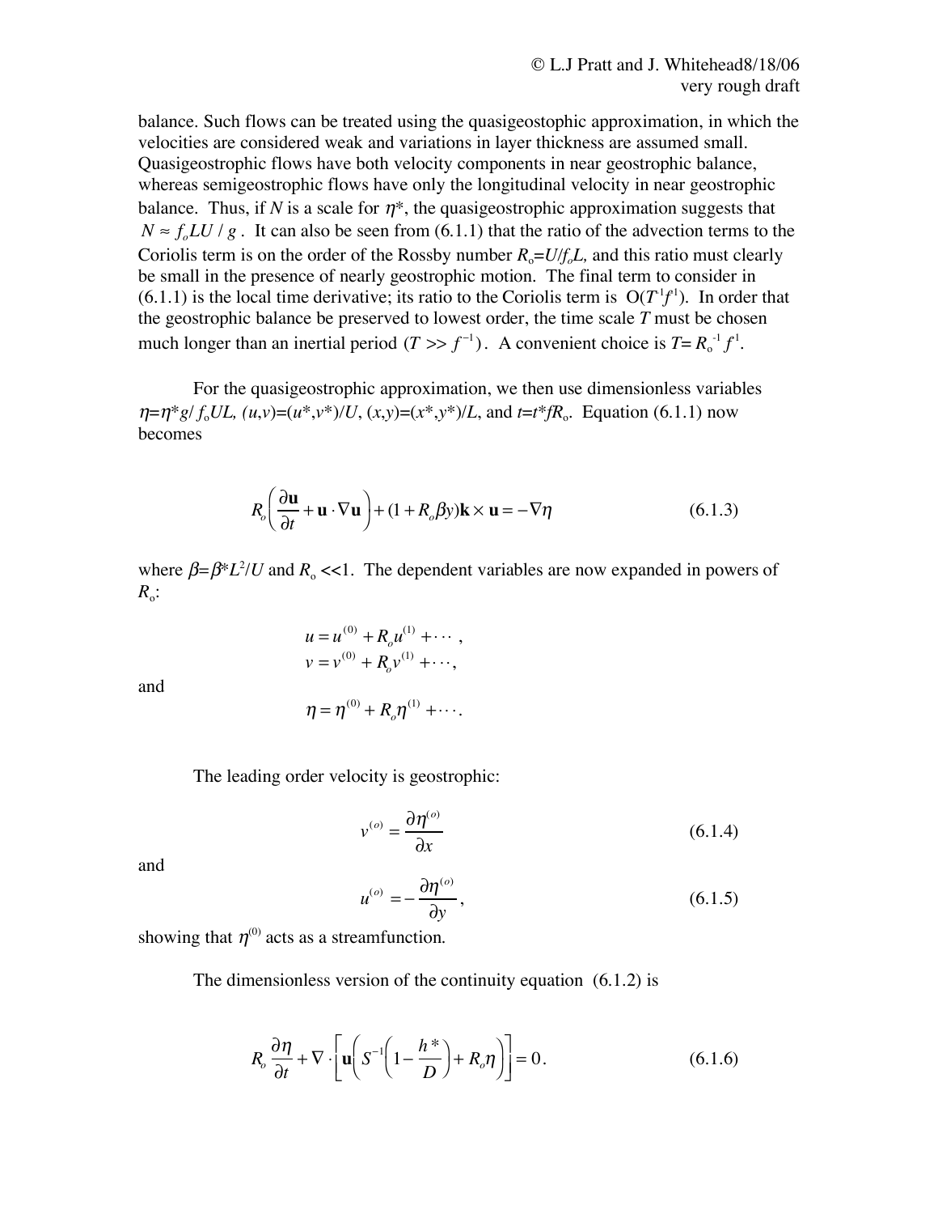balance. Such flows can be treated using the quasigeostophic approximation, in which the velocities are considered weak and variations in layer thickness are assumed small. Quasigeostrophic flows have both velocity components in near geostrophic balance, whereas semigeostrophic flows have only the longitudinal velocity in near geostrophic balance. Thus, if $N$ is a scale for $\eta$*, the quasigeostrophic approximation suggests that $N \approx f_o LU/g$. It can also be seen from (6.1.1) that the ratio of the advection terms to the Coriolis term is on the order of the Rossby number $R_o$=$U/f_oL$, and this ratio must clearly be small in the presence of nearly geostrophic motion. The final term to consider in (6.1.1) is the local time derivative; its ratio to the Coriolis term is $O(T^{-1}f^{-1})$. In order that the geostrophic balance be preserved to lowest order, the time scale $T$ must be chosen much longer than an inertial period ($T >> f^{-1}$). A convenient choice is $T= R_o^{-1} f^{-1}$.

For the quasigeostrophic approximation, we then use dimensionless variables $\eta$=$\eta$*$g$/ $f_o UL$, ($u$,$v$)=($u$*,$v$*)/$U$, ($x$,$y$)=($x$*,$y$*)/$L$, and $t$=$t$*$fR_o$. Equation (6.1.1) now becomes

$$R_o\left(\frac{\partial \mathbf{u}}{\partial t} + \mathbf{u}\cdot\nabla\mathbf{u}\right) + (1 + R_o\beta y)\mathbf{k}\times\mathbf{u} = -\nabla\eta \tag{6.1.3}$$

where $\beta$=$\beta$*$L^2/U$ and $R_o$ <<1. The dependent variables are now expanded in powers of $R_o$:

$$u = u^{(0)} + R_o u^{(1)} + \cdots ,$$
$$v = v^{(0)} + R_o v^{(1)} + \cdots,$$

and

$$\eta = \eta^{(0)} + R_o\eta^{(1)} + \cdots.$$

The leading order velocity is geostrophic:

$$v^{(o)} = \frac{\partial \eta^{(o)}}{\partial x} \tag{6.1.4}$$

and

$$u^{(o)} = -\frac{\partial \eta^{(o)}}{\partial y}, \tag{6.1.5}$$

showing that $\eta^{(0)}$ acts as a streamfunction.

The dimensionless version of the continuity equation (6.1.2) is

$$R_o\frac{\partial \eta}{\partial t} + \nabla\cdot\left[\mathbf{u}\left(S^{-1}\left(1 - \frac{h^*}{D}\right) + R_o\eta\right)\right] = 0. \tag{6.1.6}$$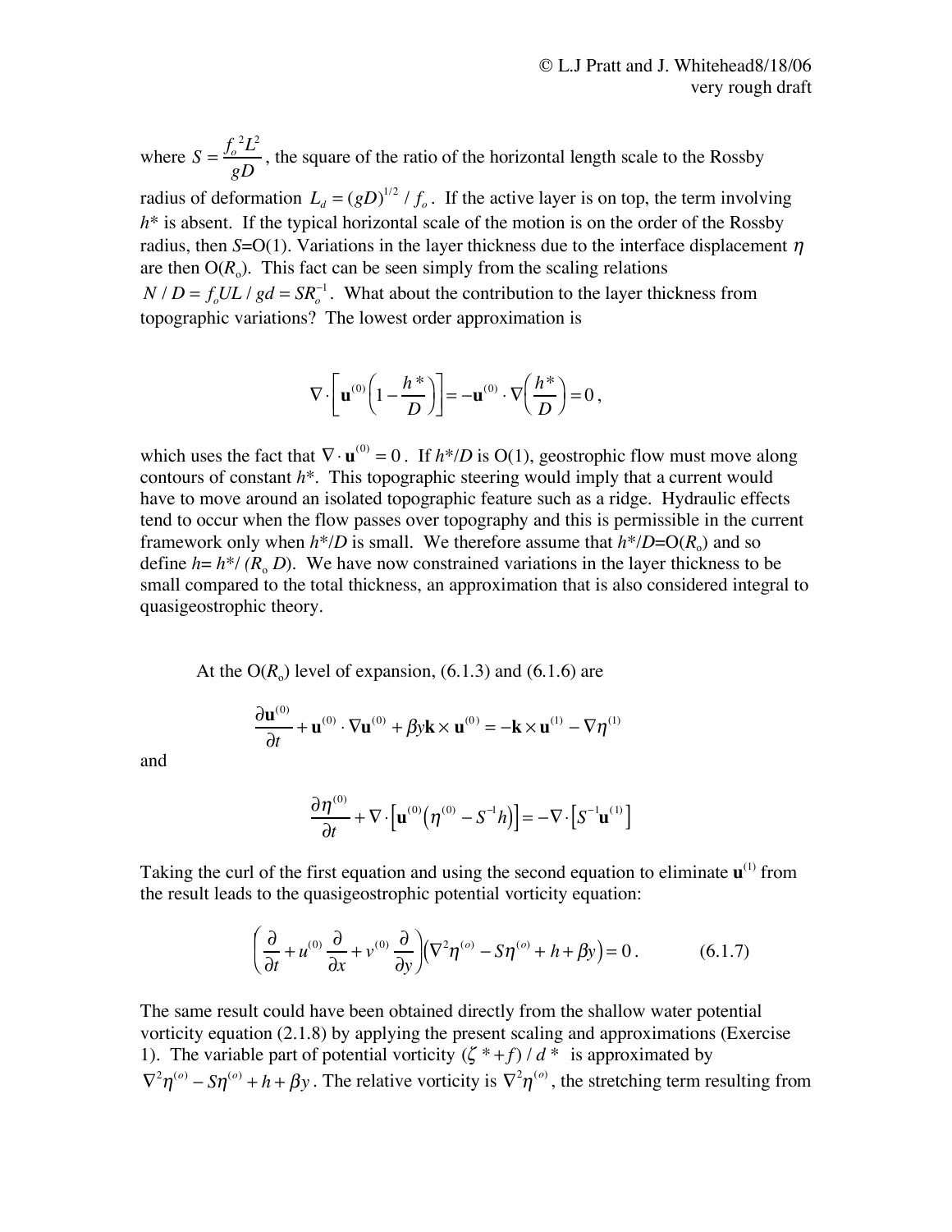where $S = \dfrac{f_o{}^2 L^2}{gD}$, the square of the ratio of the horizontal length scale to the Rossby radius of deformation $L_d = (gD)^{1/2} / f_o$. If the active layer is on top, the term involving $h^*$ is absent. If the typical horizontal scale of the motion is on the order of the Rossby radius, then $S$=O(1). Variations in the layer thickness due to the interface displacement $\eta$ are then O($R_o$). This fact can be seen simply from the scaling relations $N / D = f_o UL / gd = SR_o^{-1}$. What about the contribution to the layer thickness from topographic variations? The lowest order approximation is

$$\nabla \cdot \left[ \mathbf{u}^{(0)} \left( 1 - \frac{h^*}{D} \right) \right] = -\mathbf{u}^{(0)} \cdot \nabla \left( \frac{h^*}{D} \right) = 0 \, ,$$

which uses the fact that $\nabla \cdot \mathbf{u}^{(0)} = 0$. If $h^*/D$ is O(1), geostrophic flow must move along contours of constant $h^*$. This topographic steering would imply that a current would have to move around an isolated topographic feature such as a ridge. Hydraulic effects tend to occur when the flow passes over topography and this is permissible in the current framework only when $h^*/D$ is small. We therefore assume that $h^*/D$=O($R_o$) and so define $h= h^*/ (R_o D)$. We have now constrained variations in the layer thickness to be small compared to the total thickness, an approximation that is also considered integral to quasigeostrophic theory.

At the O($R_o$) level of expansion, (6.1.3) and (6.1.6) are

$$\frac{\partial \mathbf{u}^{(0)}}{\partial t} + \mathbf{u}^{(0)} \cdot \nabla \mathbf{u}^{(0)} + \beta y \mathbf{k} \times \mathbf{u}^{(0)} = -\mathbf{k} \times \mathbf{u}^{(1)} - \nabla \eta^{(1)}$$

and

$$\frac{\partial \eta^{(0)}}{\partial t} + \nabla \cdot \left[ \mathbf{u}^{(0)} \left( \eta^{(0)} - S^{-1} h \right) \right] = -\nabla \cdot \left[ S^{-1} \mathbf{u}^{(1)} \right]$$

Taking the curl of the first equation and using the second equation to eliminate $\mathbf{u}^{(1)}$ from the result leads to the quasigeostrophic potential vorticity equation:

$$\left( \frac{\partial}{\partial t} + u^{(0)} \frac{\partial}{\partial x} + v^{(0)} \frac{\partial}{\partial y} \right) \left( \nabla^2 \eta^{(o)} - S \eta^{(o)} + h + \beta y \right) = 0 \, . \qquad (6.1.7)$$

The same result could have been obtained directly from the shallow water potential vorticity equation (2.1.8) by applying the present scaling and approximations (Exercise 1). The variable part of potential vorticity $(\zeta^* + f) / d^*$ is approximated by $\nabla^2 \eta^{(o)} - S \eta^{(o)} + h + \beta y$. The relative vorticity is $\nabla^2 \eta^{(o)}$, the stretching term resulting from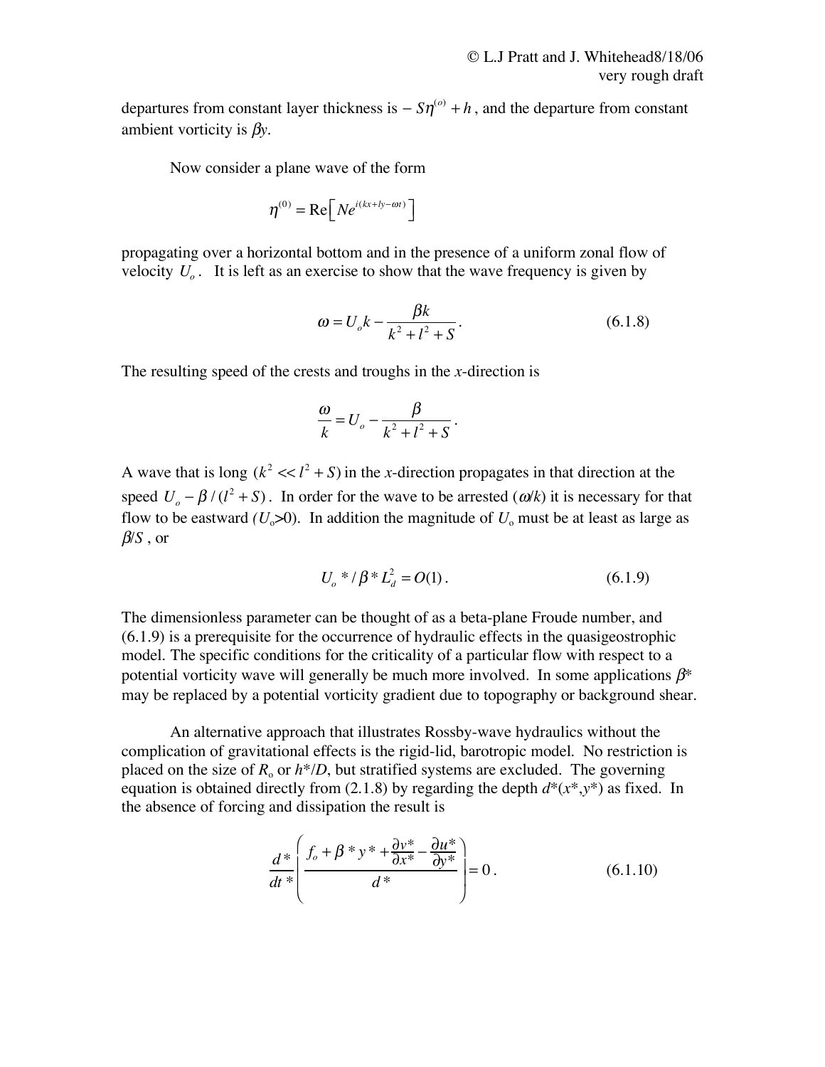departures from constant layer thickness is $-S\eta^{(o)} + h$, and the departure from constant ambient vorticity is $\beta y$.

Now consider a plane wave of the form

$$\eta^{(0)} = \mathrm{Re}\left[ N e^{i(kx+ly-\omega t)} \right]$$

propagating over a horizontal bottom and in the presence of a uniform zonal flow of velocity $U_o$. It is left as an exercise to show that the wave frequency is given by

$$\omega = U_o k - \frac{\beta k}{k^2 + l^2 + S}. \tag{6.1.8}$$

The resulting speed of the crests and troughs in the *x*-direction is

$$\frac{\omega}{k} = U_o - \frac{\beta}{k^2 + l^2 + S}.$$

A wave that is long $(k^2 << l^2 + S)$ in the *x*-direction propagates in that direction at the speed $U_o - \beta/(l^2 + S)$. In order for the wave to be arrested ($\omega/k$) it is necessary for that flow to be eastward $(U_o > 0)$. In addition the magnitude of $U_o$ must be at least as large as $\beta/S$, or

$$U_o{*}/\beta{*}L_d^2 = O(1). \tag{6.1.9}$$

The dimensionless parameter can be thought of as a beta-plane Froude number, and (6.1.9) is a prerequisite for the occurrence of hydraulic effects in the quasigeostrophic model. The specific conditions for the criticality of a particular flow with respect to a potential vorticity wave will generally be much more involved. In some applications $\beta^*$ may be replaced by a potential vorticity gradient due to topography or background shear.

An alternative approach that illustrates Rossby-wave hydraulics without the complication of gravitational effects is the rigid-lid, barotropic model. No restriction is placed on the size of $R_o$ or $h^*/D$, but stratified systems are excluded. The governing equation is obtained directly from (2.1.8) by regarding the depth $d^*(x^*,y^*)$ as fixed. In the absence of forcing and dissipation the result is

$$\frac{d^*}{dt^*}\left( \frac{f_o + \beta^* y^* + \frac{\partial v^*}{\partial x^*} - \frac{\partial u^*}{\partial y^*}}{d^*} \right) = 0. \tag{6.1.10}$$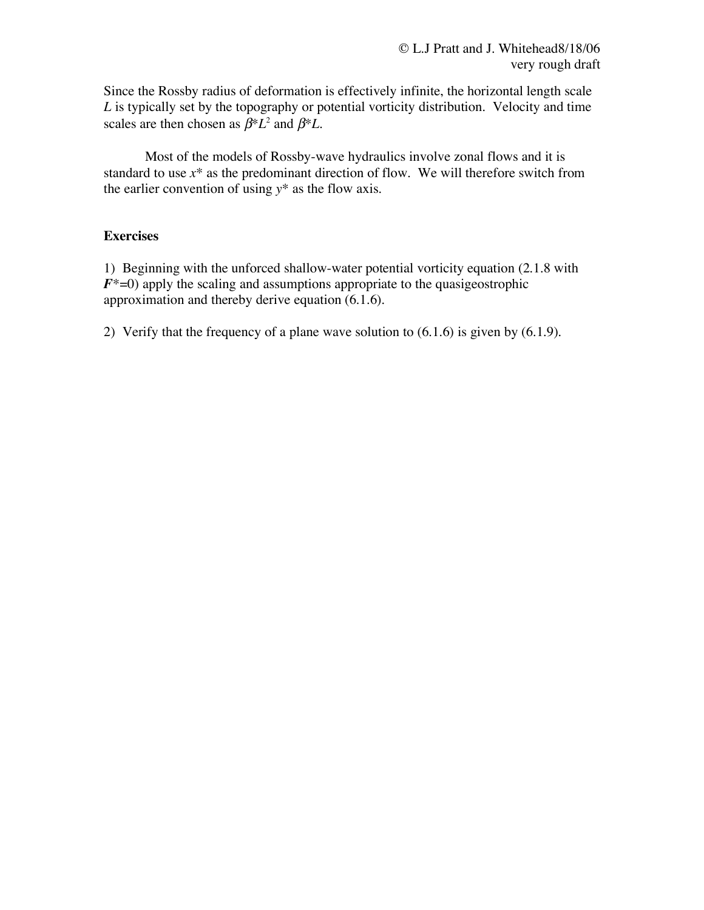Since the Rossby radius of deformation is effectively infinite, the horizontal length scale $L$ is typically set by the topography or potential vorticity distribution. Velocity and time scales are then chosen as $\beta^* L^2$ and $\beta^* L$.

Most of the models of Rossby-wave hydraulics involve zonal flows and it is standard to use $x^*$ as the predominant direction of flow. We will therefore switch from the earlier convention of using $y^*$ as the flow axis.

**Exercises**

1) Beginning with the unforced shallow-water potential vorticity equation (2.1.8 with $\boldsymbol{F}^*=0$) apply the scaling and assumptions appropriate to the quasigeostrophic approximation and thereby derive equation (6.1.6).

2) Verify that the frequency of a plane wave solution to (6.1.6) is given by (6.1.9).